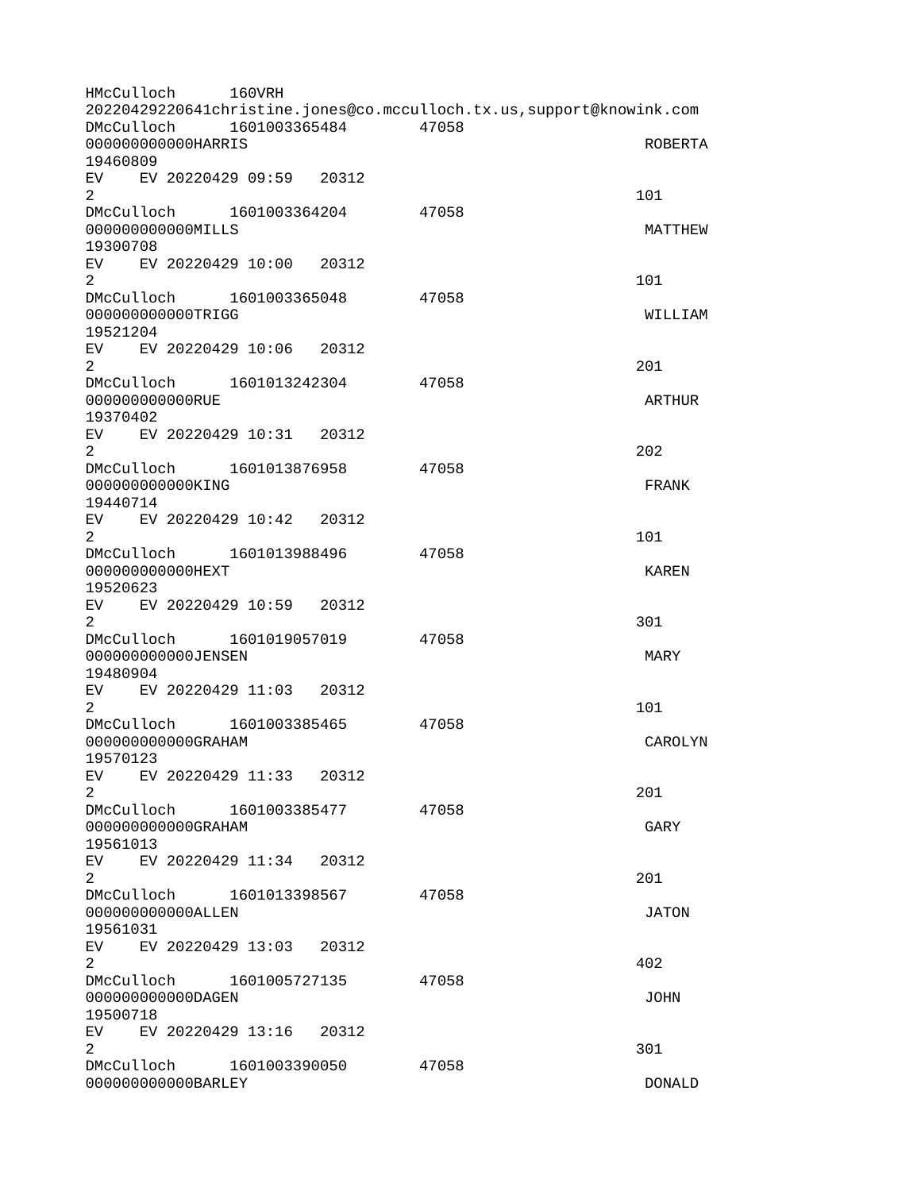```
HMcCulloch      160VRH
20220429220641christine.jones@co.mcculloch.tx.us,support@knowink.com
DMcCulloch      1601003365484       47058
000000000000HARRIS                                                  ROBERTA
19460809
EV    EV 20220429 09:59   20312
2                                                                  101
DMcCulloch      1601003364204       47058
000000000000MILLS                                                   MATTHEW
19300708
EV    EV 20220429 10:00   20312
2                                                                  101
DMcCulloch      1601003365048       47058
000000000000TRIGG                                                   WILLIAM
19521204
EV    EV 20220429 10:06   20312
2                                                                  201
DMcCulloch      1601013242304       47058
000000000000RUE                                                     ARTHUR
19370402
EV    EV 20220429 10:31   20312
2                                                                  202
DMcCulloch      1601013876958       47058
000000000000KING                                                    FRANK
19440714
EV    EV 20220429 10:42   20312
2                                                                  101
DMcCulloch      1601013988496       47058
000000000000HEXT                                                    KAREN
19520623
EV    EV 20220429 10:59   20312
2                                                                  301
DMcCulloch      1601019057019       47058
000000000000JENSEN                                                  MARY
19480904
EV    EV 20220429 11:03   20312
2                                                                  101
DMcCulloch      1601003385465       47058
000000000000GRAHAM                                                  CAROLYN
19570123
EV    EV 20220429 11:33   20312
2                                                                  201
DMcCulloch      1601003385477       47058
000000000000GRAHAM                                                  GARY
19561013
EV    EV 20220429 11:34   20312
2                                                                  201
DMcCulloch      1601013398567       47058
000000000000ALLEN                                                   JATON
19561031
EV    EV 20220429 13:03   20312
2                                                                  402
DMcCulloch      1601005727135       47058
000000000000DAGEN                                                   JOHN
19500718
EV    EV 20220429 13:16   20312
2                                                                  301
DMcCulloch      1601003390050       47058
000000000000BARLEY                                                  DONALD
```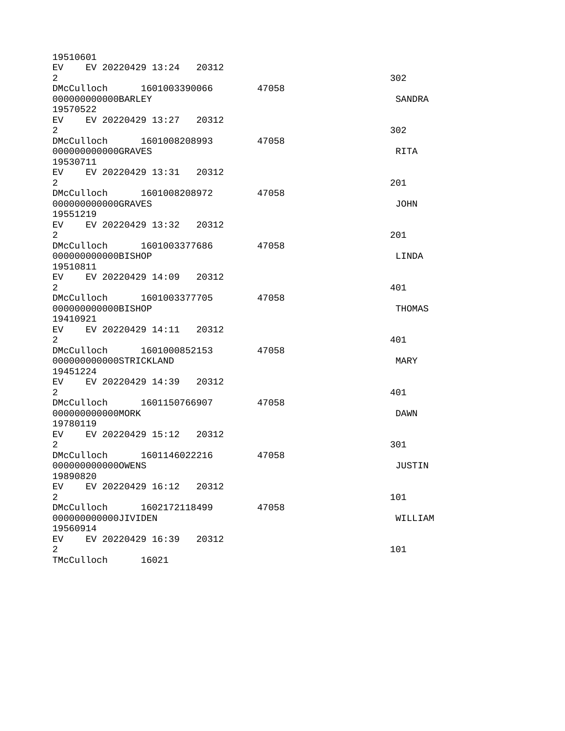```
19510601
EV    EV 20220429 13:24   20312
2                                                          302
DMcCulloch      1601003390066       47058
000000000000BARLEY                                          SANDRA
19570522
EV    EV 20220429 13:27   20312
2                                                          302
DMcCulloch      1601008208993       47058
000000000000GRAVES                                          RITA
19530711
EV    EV 20220429 13:31   20312
2                                                          201
DMcCulloch      1601008208972       47058
000000000000GRAVES                                          JOHN
19551219
EV    EV 20220429 13:32   20312
2                                                          201
DMcCulloch      1601003377686       47058
000000000000BISHOP                                          LINDA
19510811
EV    EV 20220429 14:09   20312
2                                                          401
DMcCulloch      1601003377705       47058
000000000000BISHOP                                          THOMAS
19410921
EV    EV 20220429 14:11   20312
2                                                          401
DMcCulloch      1601000852153       47058
000000000000STRICKLAND                                      MARY
19451224
EV    EV 20220429 14:39   20312
2                                                          401
DMcCulloch      1601150766907       47058
000000000000MORK                                            DAWN
19780119
EV    EV 20220429 15:12   20312
2                                                          301
DMcCulloch      1601146022216       47058
000000000000OWENS                                           JUSTIN
19890820
EV    EV 20220429 16:12   20312
2                                                          101
DMcCulloch      1602172118499       47058
000000000000JIVIDEN                                         WILLIAM
19560914
EV    EV 20220429 16:39   20312
2                                                          101
TMcCulloch      16021
```